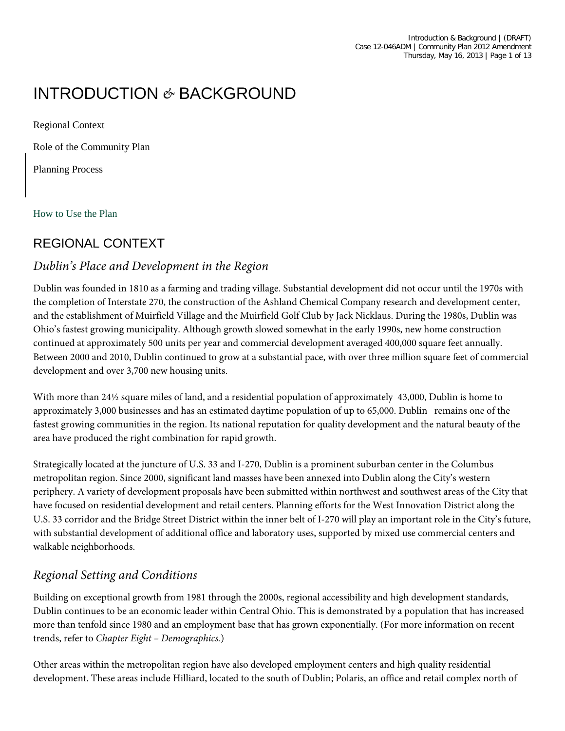# INTRODUCTION & BACKGROUND

Regional Context

Role of the Community Plan

Planning Process

How to Use the Plan

## REGIONAL CONTEXT

### *Dublin's Place and Development in the Region*

Dublin was founded in 1810 as a farming and trading village. Substantial development did not occur until the 1970s with the completion of Interstate 270, the construction of the Ashland Chemical Company research and development center, and the establishment of Muirfield Village and the Muirfield Golf Club by Jack Nicklaus. During the 1980s, Dublin was Ohio's fastest growing municipality. Although growth slowed somewhat in the early 1990s, new home construction continued at approximately 500 units per year and commercial development averaged 400,000 square feet annually. Between 2000 and 2010, Dublin continued to grow at a substantial pace, with over three million square feet of commercial development and over 3,700 new housing units.

With more than 24½ square miles of land, and a residential population of approximately 43,000, Dublin is home to approximately 3,000 businesses and has an estimated daytime population of up to 65,000. Dublin remains one of the fastest growing communities in the region. Its national reputation for quality development and the natural beauty of the area have produced the right combination for rapid growth.

Strategically located at the juncture of U.S. 33 and I-270, Dublin is a prominent suburban center in the Columbus metropolitan region. Since 2000, significant land masses have been annexed into Dublin along the City's western periphery. A variety of development proposals have been submitted within northwest and southwest areas of the City that have focused on residential development and retail centers. Planning efforts for the West Innovation District along the U.S. 33 corridor and the Bridge Street District within the inner belt of I-270 will play an important role in the City's future, with substantial development of additional office and laboratory uses, supported by mixed use commercial centers and walkable neighborhoods.

### *Regional Setting and Conditions*

Building on exceptional growth from 1981 through the 2000s, regional accessibility and high development standards, Dublin continues to be an economic leader within Central Ohio. This is demonstrated by a population that has increased more than tenfold since 1980 and an employment base that has grown exponentially. (For more information on recent trends, refer to *Chapter Eight – Demographics*.)

Other areas within the metropolitan region have also developed employment centers and high quality residential development. These areas include Hilliard, located to the south of Dublin; Polaris, an office and retail complex north of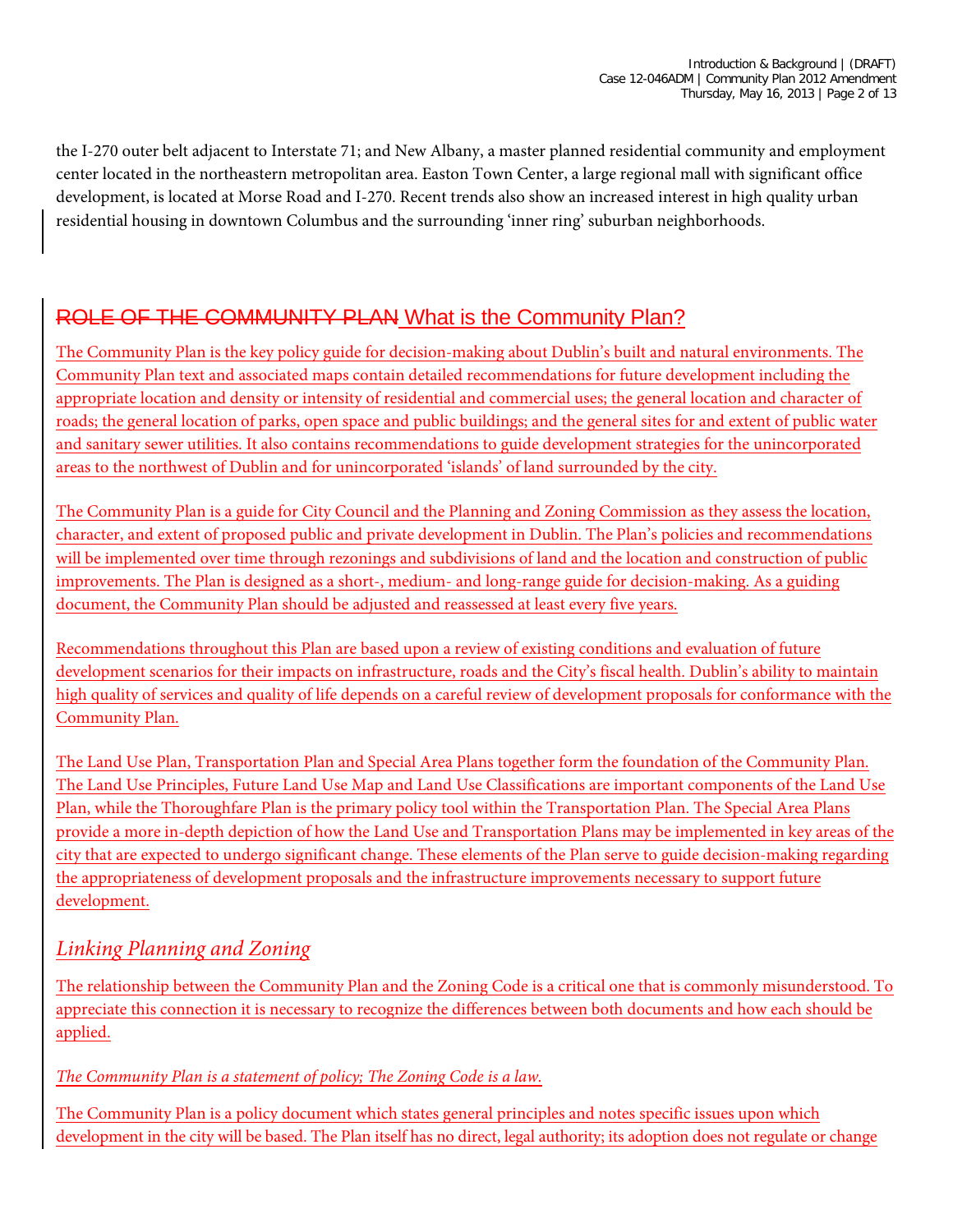the I-270 outer belt adjacent to Interstate 71; and New Albany, a master planned residential community and employment center located in the northeastern metropolitan area. Easton Town Center, a large regional mall with significant office development, is located at Morse Road and I-270. Recent trends also show an increased interest in high quality urban residential housing in downtown Columbus and the surrounding 'inner ring' suburban neighborhoods.

## ~~ROLE OF THE COMMUNITY PLAN~~ What is the Community Plan?

The Community Plan is the key policy guide for decision-making about Dublin's built and natural environments. The Community Plan text and associated maps contain detailed recommendations for future development including the appropriate location and density or intensity of residential and commercial uses; the general location and character of roads; the general location of parks, open space and public buildings; and the general sites for and extent of public water and sanitary sewer utilities. It also contains recommendations to guide development strategies for the unincorporated areas to the northwest of Dublin and for unincorporated 'islands' of land surrounded by the city.

The Community Plan is a guide for City Council and the Planning and Zoning Commission as they assess the location, character, and extent of proposed public and private development in Dublin. The Plan's policies and recommendations will be implemented over time through rezonings and subdivisions of land and the location and construction of public improvements. The Plan is designed as a short-, medium- and long-range guide for decision-making. As a guiding document, the Community Plan should be adjusted and reassessed at least every five years.

Recommendations throughout this Plan are based upon a review of existing conditions and evaluation of future development scenarios for their impacts on infrastructure, roads and the City's fiscal health. Dublin's ability to maintain high quality of services and quality of life depends on a careful review of development proposals for conformance with the Community Plan.

The Land Use Plan, Transportation Plan and Special Area Plans together form the foundation of the Community Plan. The Land Use Principles, Future Land Use Map and Land Use Classifications are important components of the Land Use Plan, while the Thoroughfare Plan is the primary policy tool within the Transportation Plan. The Special Area Plans provide a more in-depth depiction of how the Land Use and Transportation Plans may be implemented in key areas of the city that are expected to undergo significant change. These elements of the Plan serve to guide decision-making regarding the appropriateness of development proposals and the infrastructure improvements necessary to support future development.

### *Linking Planning and Zoning*

The relationship between the Community Plan and the Zoning Code is a critical one that is commonly misunderstood. To appreciate this connection it is necessary to recognize the differences between both documents and how each should be applied.

*The Community Plan is a statement of policy; The Zoning Code is a law.*

The Community Plan is a policy document which states general principles and notes specific issues upon which development in the city will be based. The Plan itself has no direct, legal authority; its adoption does not regulate or change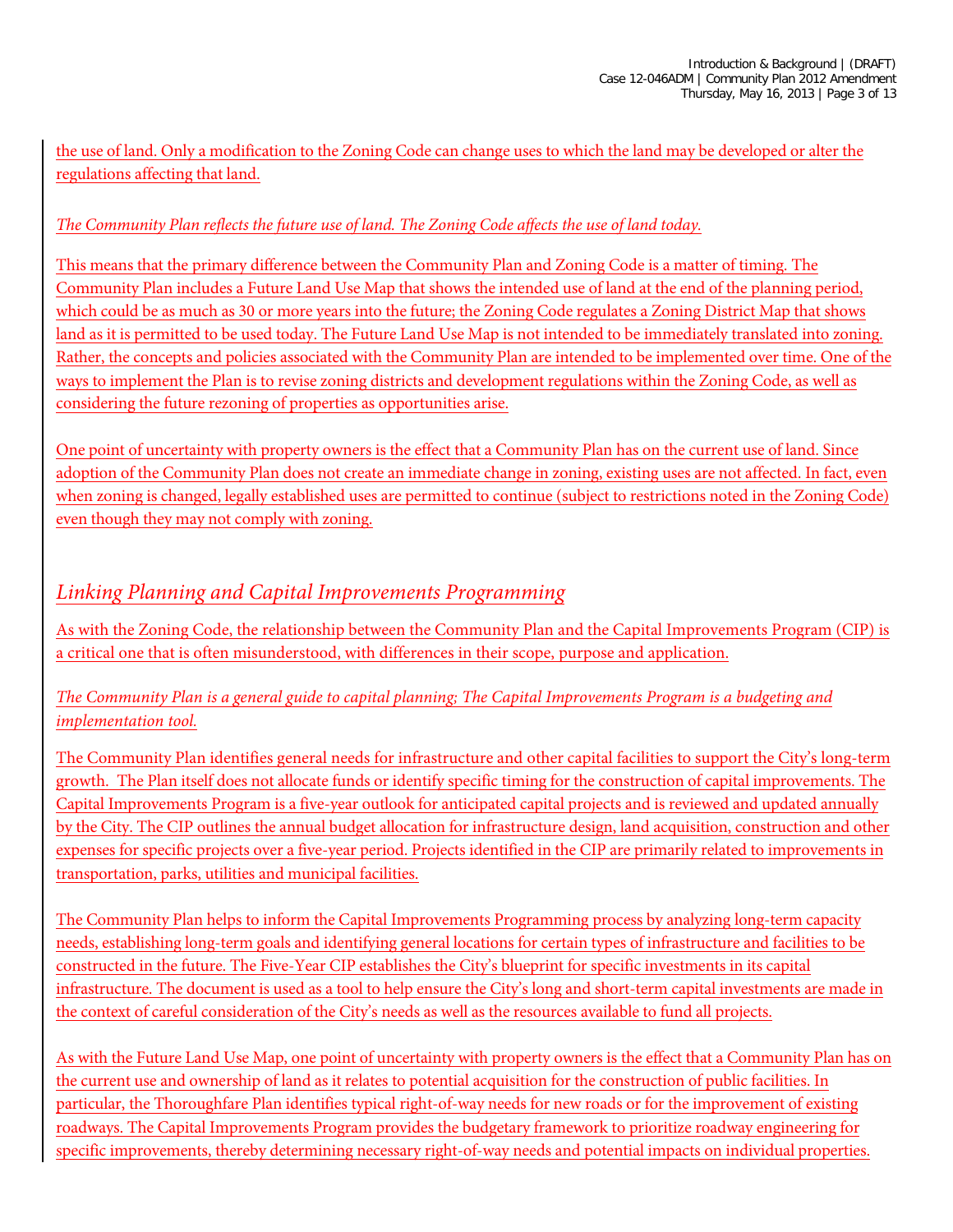the use of land. Only a modification to the Zoning Code can change uses to which the land may be developed or alter the regulations affecting that land.

*The Community Plan reflects the future use of land. The Zoning Code affects the use of land today.*

This means that the primary difference between the Community Plan and Zoning Code is a matter of timing. The Community Plan includes a Future Land Use Map that shows the intended use of land at the end of the planning period, which could be as much as 30 or more years into the future; the Zoning Code regulates a Zoning District Map that shows land as it is permitted to be used today. The Future Land Use Map is not intended to be immediately translated into zoning. Rather, the concepts and policies associated with the Community Plan are intended to be implemented over time. One of the ways to implement the Plan is to revise zoning districts and development regulations within the Zoning Code, as well as considering the future rezoning of properties as opportunities arise.

One point of uncertainty with property owners is the effect that a Community Plan has on the current use of land. Since adoption of the Community Plan does not create an immediate change in zoning, existing uses are not affected. In fact, even when zoning is changed, legally established uses are permitted to continue (subject to restrictions noted in the Zoning Code) even though they may not comply with zoning.

## *Linking Planning and Capital Improvements Programming*

As with the Zoning Code, the relationship between the Community Plan and the Capital Improvements Program (CIP) is a critical one that is often misunderstood, with differences in their scope, purpose and application.

*The Community Plan is a general guide to capital planning; The Capital Improvements Program is a budgeting and implementation tool.*

The Community Plan identifies general needs for infrastructure and other capital facilities to support the City's long-term growth. The Plan itself does not allocate funds or identify specific timing for the construction of capital improvements. The Capital Improvements Program is a five-year outlook for anticipated capital projects and is reviewed and updated annually by the City. The CIP outlines the annual budget allocation for infrastructure design, land acquisition, construction and other expenses for specific projects over a five-year period. Projects identified in the CIP are primarily related to improvements in transportation, parks, utilities and municipal facilities.

The Community Plan helps to inform the Capital Improvements Programming process by analyzing long-term capacity needs, establishing long-term goals and identifying general locations for certain types of infrastructure and facilities to be constructed in the future. The Five-Year CIP establishes the City's blueprint for specific investments in its capital infrastructure. The document is used as a tool to help ensure the City's long and short-term capital investments are made in the context of careful consideration of the City's needs as well as the resources available to fund all projects.

As with the Future Land Use Map, one point of uncertainty with property owners is the effect that a Community Plan has on the current use and ownership of land as it relates to potential acquisition for the construction of public facilities. In particular, the Thoroughfare Plan identifies typical right-of-way needs for new roads or for the improvement of existing roadways. The Capital Improvements Program provides the budgetary framework to prioritize roadway engineering for specific improvements, thereby determining necessary right-of-way needs and potential impacts on individual properties.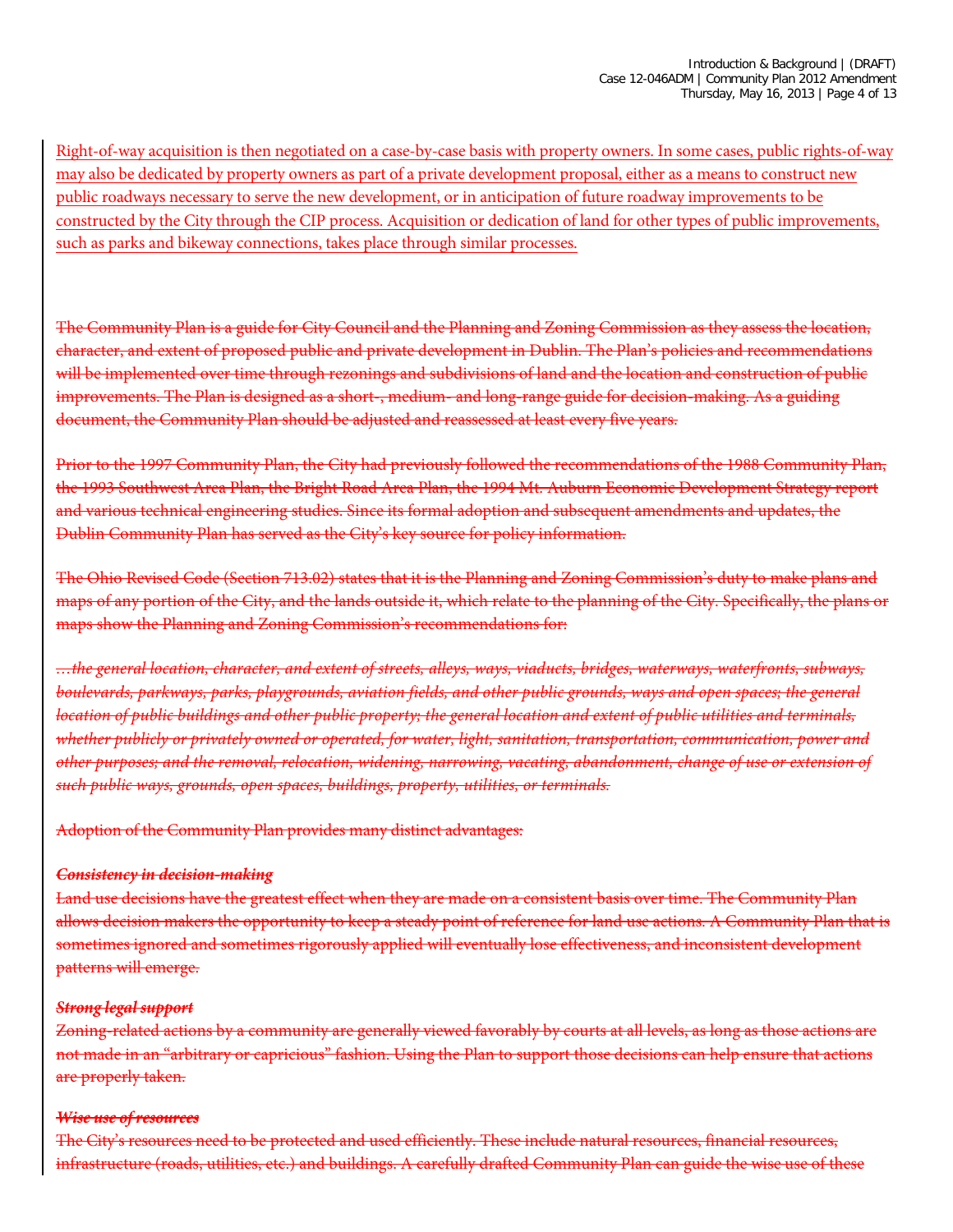<ins>Right-of-way acquisition is then negotiated on a case-by-case basis with property owners. In some cases, public rights-of-way may also be dedicated by property owners as part of a private development proposal, either as a means to construct new public roadways necessary to serve the new development, or in anticipation of future roadway improvements to be constructed by the City through the CIP process. Acquisition or dedication of land for other types of public improvements, such as parks and bikeway connections, takes place through similar processes.</ins>

~~The Community Plan is a guide for City Council and the Planning and Zoning Commission as they assess the location, character, and extent of proposed public and private development in Dublin. The Plan's policies and recommendations will be implemented over time through rezonings and subdivisions of land and the location and construction of public improvements. The Plan is designed as a short-, medium- and long-range guide for decision-making. As a guiding document, the Community Plan should be adjusted and reassessed at least every five years.~~

~~Prior to the 1997 Community Plan, the City had previously followed the recommendations of the 1988 Community Plan, the 1993 Southwest Area Plan, the Bright Road Area Plan, the 1994 Mt. Auburn Economic Development Strategy report and various technical engineering studies. Since its formal adoption and subsequent amendments and updates, the Dublin Community Plan has served as the City's key source for policy information.~~

~~The Ohio Revised Code (Section 713.02) states that it is the Planning and Zoning Commission's duty to make plans and maps of any portion of the City, and the lands outside it, which relate to the planning of the City. Specifically, the plans or maps show the Planning and Zoning Commission's recommendations for:~~

~~*…the general location, character, and extent of streets, alleys, ways, viaducts, bridges, waterways, waterfronts, subways, boulevards, parkways, parks, playgrounds, aviation fields, and other public grounds, ways and open spaces; the general location of public buildings and other public property; the general location and extent of public utilities and terminals, whether publicly or privately owned or operated, for water, light, sanitation, transportation, communication, power and other purposes; and the removal, relocation, widening, narrowing, vacating, abandonment, change of use or extension of such public ways, grounds, open spaces, buildings, property, utilities, or terminals.*~~

~~Adoption of the Community Plan provides many distinct advantages:~~

~~***Consistency in decision-making***~~
~~Land use decisions have the greatest effect when they are made on a consistent basis over time. The Community Plan allows decision makers the opportunity to keep a steady point of reference for land use actions. A Community Plan that is sometimes ignored and sometimes rigorously applied will eventually lose effectiveness, and inconsistent development patterns will emerge.~~

~~***Strong legal support***~~
~~Zoning-related actions by a community are generally viewed favorably by courts at all levels, as long as those actions are not made in an "arbitrary or capricious" fashion. Using the Plan to support those decisions can help ensure that actions are properly taken.~~

~~***Wise use of resources***~~
~~The City's resources need to be protected and used efficiently. These include natural resources, financial resources, infrastructure (roads, utilities, etc.) and buildings. A carefully drafted Community Plan can guide the wise use of these~~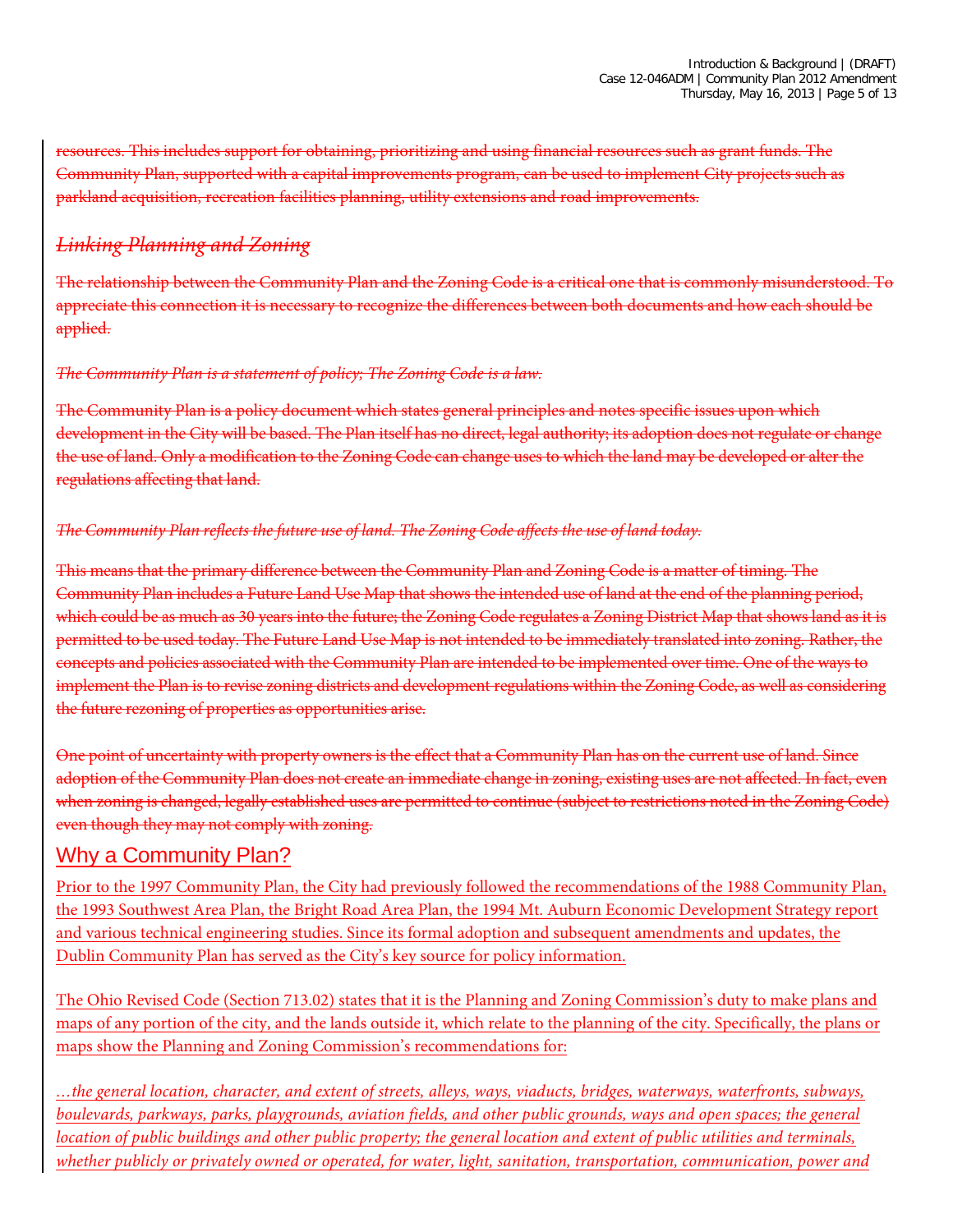~~resources. This includes support for obtaining, prioritizing and using financial resources such as grant funds. The Community Plan, supported with a capital improvements program, can be used to implement City projects such as parkland acquisition, recreation facilities planning, utility extensions and road improvements.~~

## ~~*Linking Planning and Zoning*~~

~~The relationship between the Community Plan and the Zoning Code is a critical one that is commonly misunderstood. To appreciate this connection it is necessary to recognize the differences between both documents and how each should be applied.~~

~~*The Community Plan is a statement of policy; The Zoning Code is a law.*~~

~~The Community Plan is a policy document which states general principles and notes specific issues upon which development in the City will be based. The Plan itself has no direct, legal authority; its adoption does not regulate or change the use of land. Only a modification to the Zoning Code can change uses to which the land may be developed or alter the regulations affecting that land.~~

~~*The Community Plan reflects the future use of land. The Zoning Code affects the use of land today.*~~

~~This means that the primary difference between the Community Plan and Zoning Code is a matter of timing. The Community Plan includes a Future Land Use Map that shows the intended use of land at the end of the planning period, which could be as much as 30 years into the future; the Zoning Code regulates a Zoning District Map that shows land as it is permitted to be used today. The Future Land Use Map is not intended to be immediately translated into zoning. Rather, the concepts and policies associated with the Community Plan are intended to be implemented over time. One of the ways to implement the Plan is to revise zoning districts and development regulations within the Zoning Code, as well as considering the future rezoning of properties as opportunities arise.~~

~~One point of uncertainty with property owners is the effect that a Community Plan has on the current use of land. Since adoption of the Community Plan does not create an immediate change in zoning, existing uses are not affected. In fact, even when zoning is changed, legally established uses are permitted to continue (subject to restrictions noted in the Zoning Code) even though they may not comply with zoning.~~

## Why a Community Plan?

Prior to the 1997 Community Plan, the City had previously followed the recommendations of the 1988 Community Plan, the 1993 Southwest Area Plan, the Bright Road Area Plan, the 1994 Mt. Auburn Economic Development Strategy report and various technical engineering studies. Since its formal adoption and subsequent amendments and updates, the Dublin Community Plan has served as the City's key source for policy information.

The Ohio Revised Code (Section 713.02) states that it is the Planning and Zoning Commission's duty to make plans and maps of any portion of the city, and the lands outside it, which relate to the planning of the city. Specifically, the plans or maps show the Planning and Zoning Commission's recommendations for:

*…the general location, character, and extent of streets, alleys, ways, viaducts, bridges, waterways, waterfronts, subways, boulevards, parkways, parks, playgrounds, aviation fields, and other public grounds, ways and open spaces; the general location of public buildings and other public property; the general location and extent of public utilities and terminals, whether publicly or privately owned or operated, for water, light, sanitation, transportation, communication, power and*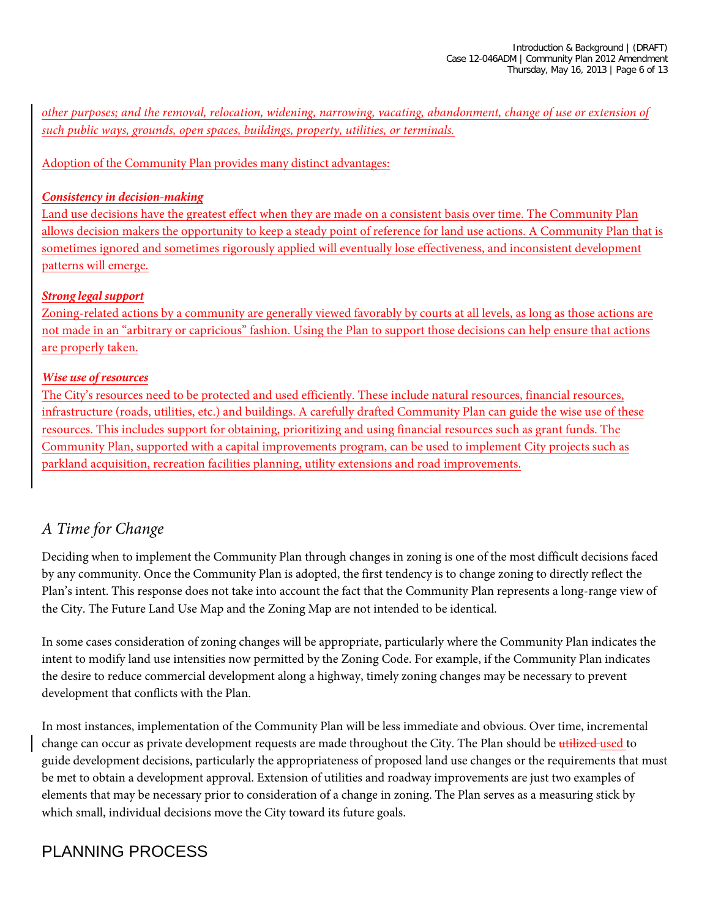*other purposes; and the removal, relocation, widening, narrowing, vacating, abandonment, change of use or extension of such public ways, grounds, open spaces, buildings, property, utilities, or terminals.*

Adoption of the Community Plan provides many distinct advantages:

***Consistency in decision-making***

Land use decisions have the greatest effect when they are made on a consistent basis over time. The Community Plan allows decision makers the opportunity to keep a steady point of reference for land use actions. A Community Plan that is sometimes ignored and sometimes rigorously applied will eventually lose effectiveness, and inconsistent development patterns will emerge.

***Strong legal support***

Zoning-related actions by a community are generally viewed favorably by courts at all levels, as long as those actions are not made in an "arbitrary or capricious" fashion. Using the Plan to support those decisions can help ensure that actions are properly taken.

***Wise use of resources***

The City's resources need to be protected and used efficiently. These include natural resources, financial resources, infrastructure (roads, utilities, etc.) and buildings. A carefully drafted Community Plan can guide the wise use of these resources. This includes support for obtaining, prioritizing and using financial resources such as grant funds. The Community Plan, supported with a capital improvements program, can be used to implement City projects such as parkland acquisition, recreation facilities planning, utility extensions and road improvements.

## *A Time for Change*

Deciding when to implement the Community Plan through changes in zoning is one of the most difficult decisions faced by any community. Once the Community Plan is adopted, the first tendency is to change zoning to directly reflect the Plan's intent. This response does not take into account the fact that the Community Plan represents a long-range view of the City. The Future Land Use Map and the Zoning Map are not intended to be identical.

In some cases consideration of zoning changes will be appropriate, particularly where the Community Plan indicates the intent to modify land use intensities now permitted by the Zoning Code. For example, if the Community Plan indicates the desire to reduce commercial development along a highway, timely zoning changes may be necessary to prevent development that conflicts with the Plan.

In most instances, implementation of the Community Plan will be less immediate and obvious. Over time, incremental change can occur as private development requests are made throughout the City. The Plan should be ~~utilized~~ used to guide development decisions, particularly the appropriateness of proposed land use changes or the requirements that must be met to obtain a development approval. Extension of utilities and roadway improvements are just two examples of elements that may be necessary prior to consideration of a change in zoning. The Plan serves as a measuring stick by which small, individual decisions move the City toward its future goals.

# PLANNING PROCESS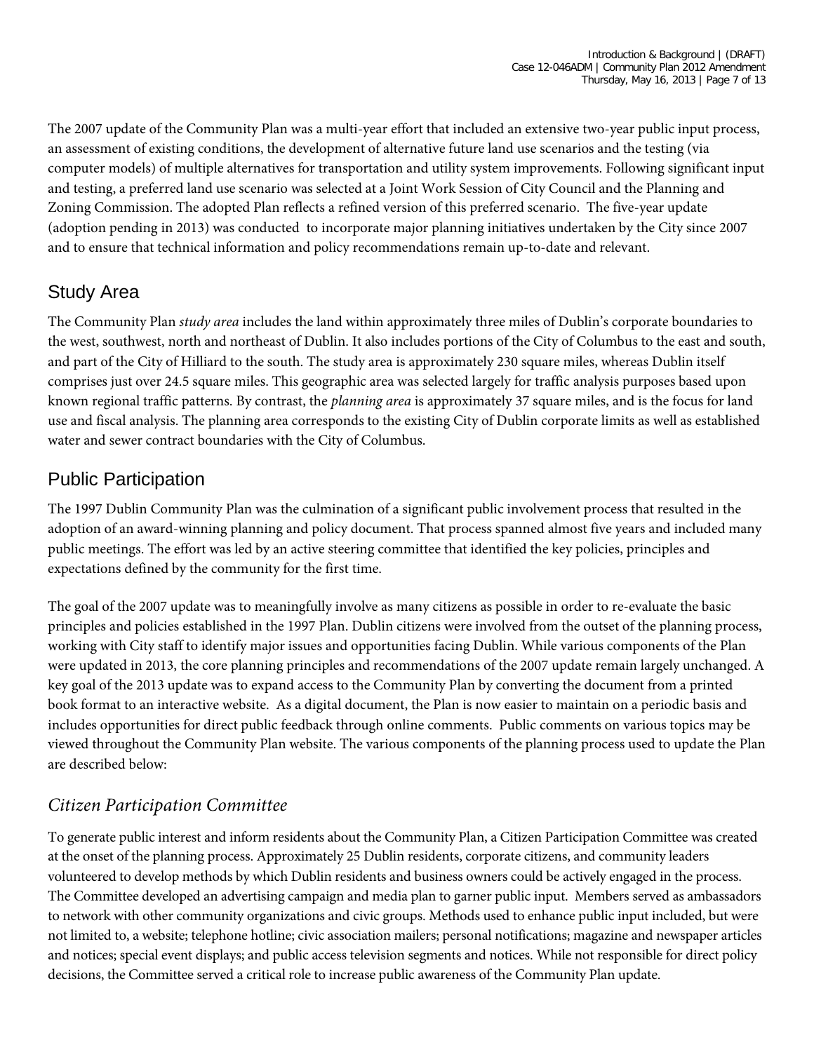The 2007 update of the Community Plan was a multi-year effort that included an extensive two-year public input process, an assessment of existing conditions, the development of alternative future land use scenarios and the testing (via computer models) of multiple alternatives for transportation and utility system improvements. Following significant input and testing, a preferred land use scenario was selected at a Joint Work Session of City Council and the Planning and Zoning Commission. The adopted Plan reflects a refined version of this preferred scenario. The five-year update (adoption pending in 2013) was conducted to incorporate major planning initiatives undertaken by the City since 2007 and to ensure that technical information and policy recommendations remain up-to-date and relevant.

## Study Area

The Community Plan *study area* includes the land within approximately three miles of Dublin's corporate boundaries to the west, southwest, north and northeast of Dublin. It also includes portions of the City of Columbus to the east and south, and part of the City of Hilliard to the south. The study area is approximately 230 square miles, whereas Dublin itself comprises just over 24.5 square miles. This geographic area was selected largely for traffic analysis purposes based upon known regional traffic patterns. By contrast, the *planning area* is approximately 37 square miles, and is the focus for land use and fiscal analysis. The planning area corresponds to the existing City of Dublin corporate limits as well as established water and sewer contract boundaries with the City of Columbus.

## Public Participation

The 1997 Dublin Community Plan was the culmination of a significant public involvement process that resulted in the adoption of an award-winning planning and policy document. That process spanned almost five years and included many public meetings. The effort was led by an active steering committee that identified the key policies, principles and expectations defined by the community for the first time.

The goal of the 2007 update was to meaningfully involve as many citizens as possible in order to re-evaluate the basic principles and policies established in the 1997 Plan. Dublin citizens were involved from the outset of the planning process, working with City staff to identify major issues and opportunities facing Dublin. While various components of the Plan were updated in 2013, the core planning principles and recommendations of the 2007 update remain largely unchanged. A key goal of the 2013 update was to expand access to the Community Plan by converting the document from a printed book format to an interactive website. As a digital document, the Plan is now easier to maintain on a periodic basis and includes opportunities for direct public feedback through online comments. Public comments on various topics may be viewed throughout the Community Plan website. The various components of the planning process used to update the Plan are described below:

### *Citizen Participation Committee*

To generate public interest and inform residents about the Community Plan, a Citizen Participation Committee was created at the onset of the planning process. Approximately 25 Dublin residents, corporate citizens, and community leaders volunteered to develop methods by which Dublin residents and business owners could be actively engaged in the process. The Committee developed an advertising campaign and media plan to garner public input. Members served as ambassadors to network with other community organizations and civic groups. Methods used to enhance public input included, but were not limited to, a website; telephone hotline; civic association mailers; personal notifications; magazine and newspaper articles and notices; special event displays; and public access television segments and notices. While not responsible for direct policy decisions, the Committee served a critical role to increase public awareness of the Community Plan update.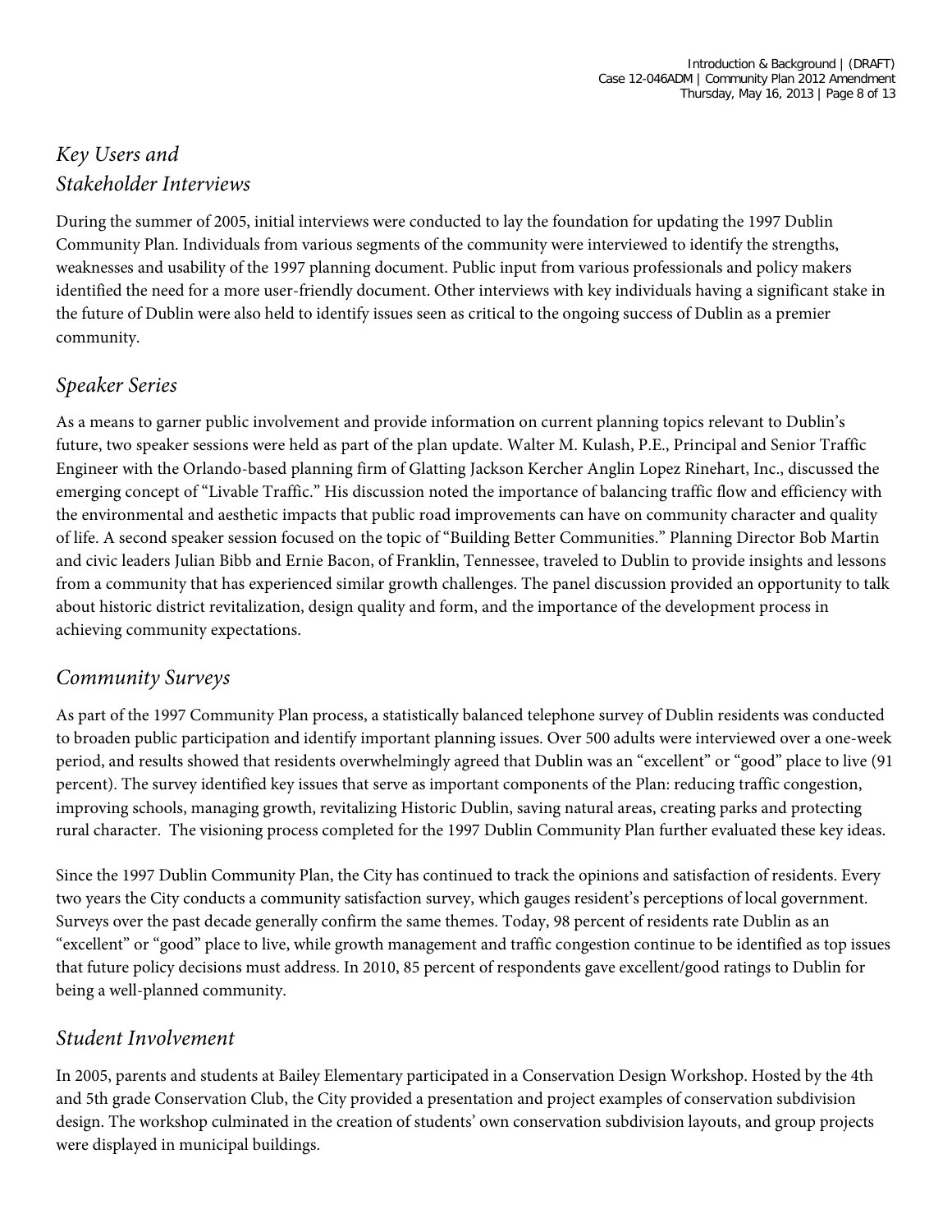## *Key Users and Stakeholder Interviews*

During the summer of 2005, initial interviews were conducted to lay the foundation for updating the 1997 Dublin Community Plan. Individuals from various segments of the community were interviewed to identify the strengths, weaknesses and usability of the 1997 planning document. Public input from various professionals and policy makers identified the need for a more user-friendly document. Other interviews with key individuals having a significant stake in the future of Dublin were also held to identify issues seen as critical to the ongoing success of Dublin as a premier community.

## *Speaker Series*

As a means to garner public involvement and provide information on current planning topics relevant to Dublin's future, two speaker sessions were held as part of the plan update. Walter M. Kulash, P.E., Principal and Senior Traffic Engineer with the Orlando-based planning firm of Glatting Jackson Kercher Anglin Lopez Rinehart, Inc., discussed the emerging concept of "Livable Traffic." His discussion noted the importance of balancing traffic flow and efficiency with the environmental and aesthetic impacts that public road improvements can have on community character and quality of life. A second speaker session focused on the topic of "Building Better Communities." Planning Director Bob Martin and civic leaders Julian Bibb and Ernie Bacon, of Franklin, Tennessee, traveled to Dublin to provide insights and lessons from a community that has experienced similar growth challenges. The panel discussion provided an opportunity to talk about historic district revitalization, design quality and form, and the importance of the development process in achieving community expectations.

## *Community Surveys*

As part of the 1997 Community Plan process, a statistically balanced telephone survey of Dublin residents was conducted to broaden public participation and identify important planning issues. Over 500 adults were interviewed over a one-week period, and results showed that residents overwhelmingly agreed that Dublin was an "excellent" or "good" place to live (91 percent). The survey identified key issues that serve as important components of the Plan: reducing traffic congestion, improving schools, managing growth, revitalizing Historic Dublin, saving natural areas, creating parks and protecting rural character. The visioning process completed for the 1997 Dublin Community Plan further evaluated these key ideas.

Since the 1997 Dublin Community Plan, the City has continued to track the opinions and satisfaction of residents. Every two years the City conducts a community satisfaction survey, which gauges resident's perceptions of local government. Surveys over the past decade generally confirm the same themes. Today, 98 percent of residents rate Dublin as an "excellent" or "good" place to live, while growth management and traffic congestion continue to be identified as top issues that future policy decisions must address. In 2010, 85 percent of respondents gave excellent/good ratings to Dublin for being a well-planned community.

## *Student Involvement*

In 2005, parents and students at Bailey Elementary participated in a Conservation Design Workshop. Hosted by the 4th and 5th grade Conservation Club, the City provided a presentation and project examples of conservation subdivision design. The workshop culminated in the creation of students' own conservation subdivision layouts, and group projects were displayed in municipal buildings.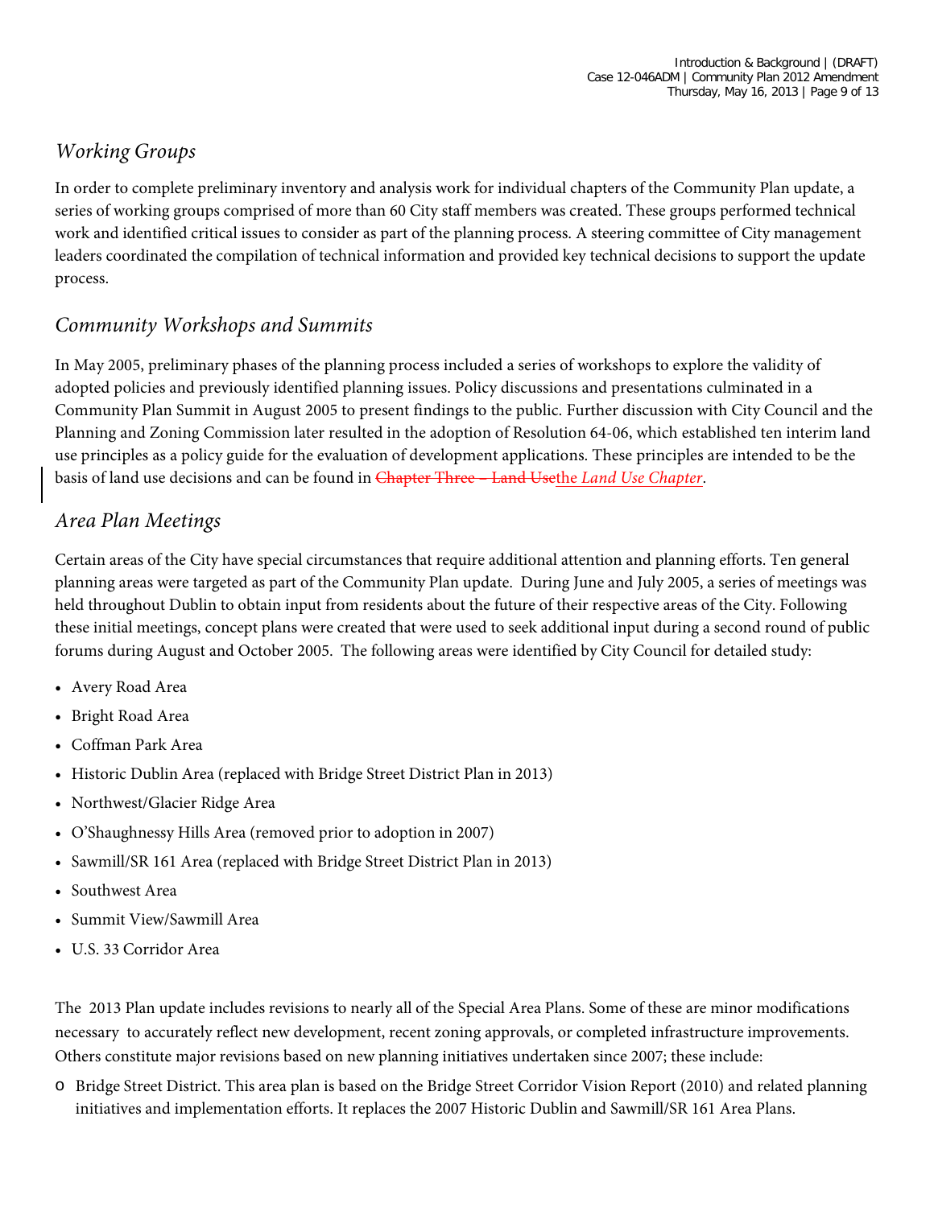## *Working Groups*

In order to complete preliminary inventory and analysis work for individual chapters of the Community Plan update, a series of working groups comprised of more than 60 City staff members was created. These groups performed technical work and identified critical issues to consider as part of the planning process. A steering committee of City management leaders coordinated the compilation of technical information and provided key technical decisions to support the update process.

## *Community Workshops and Summits*

In May 2005, preliminary phases of the planning process included a series of workshops to explore the validity of adopted policies and previously identified planning issues. Policy discussions and presentations culminated in a Community Plan Summit in August 2005 to present findings to the public. Further discussion with City Council and the Planning and Zoning Commission later resulted in the adoption of Resolution 64-06, which established ten interim land use principles as a policy guide for the evaluation of development applications. These principles are intended to be the basis of land use decisions and can be found in ~~Chapter Three – Land Use~~the *Land Use Chapter*.

## *Area Plan Meetings*

Certain areas of the City have special circumstances that require additional attention and planning efforts. Ten general planning areas were targeted as part of the Community Plan update. During June and July 2005, a series of meetings was held throughout Dublin to obtain input from residents about the future of their respective areas of the City. Following these initial meetings, concept plans were created that were used to seek additional input during a second round of public forums during August and October 2005. The following areas were identified by City Council for detailed study:

- Avery Road Area
- Bright Road Area
- Coffman Park Area
- Historic Dublin Area (replaced with Bridge Street District Plan in 2013)
- Northwest/Glacier Ridge Area
- O'Shaughnessy Hills Area (removed prior to adoption in 2007)
- Sawmill/SR 161 Area (replaced with Bridge Street District Plan in 2013)
- Southwest Area
- Summit View/Sawmill Area
- U.S. 33 Corridor Area

The 2013 Plan update includes revisions to nearly all of the Special Area Plans. Some of these are minor modifications necessary to accurately reflect new development, recent zoning approvals, or completed infrastructure improvements. Others constitute major revisions based on new planning initiatives undertaken since 2007; these include:

- Bridge Street District. This area plan is based on the Bridge Street Corridor Vision Report (2010) and related planning initiatives and implementation efforts. It replaces the 2007 Historic Dublin and Sawmill/SR 161 Area Plans.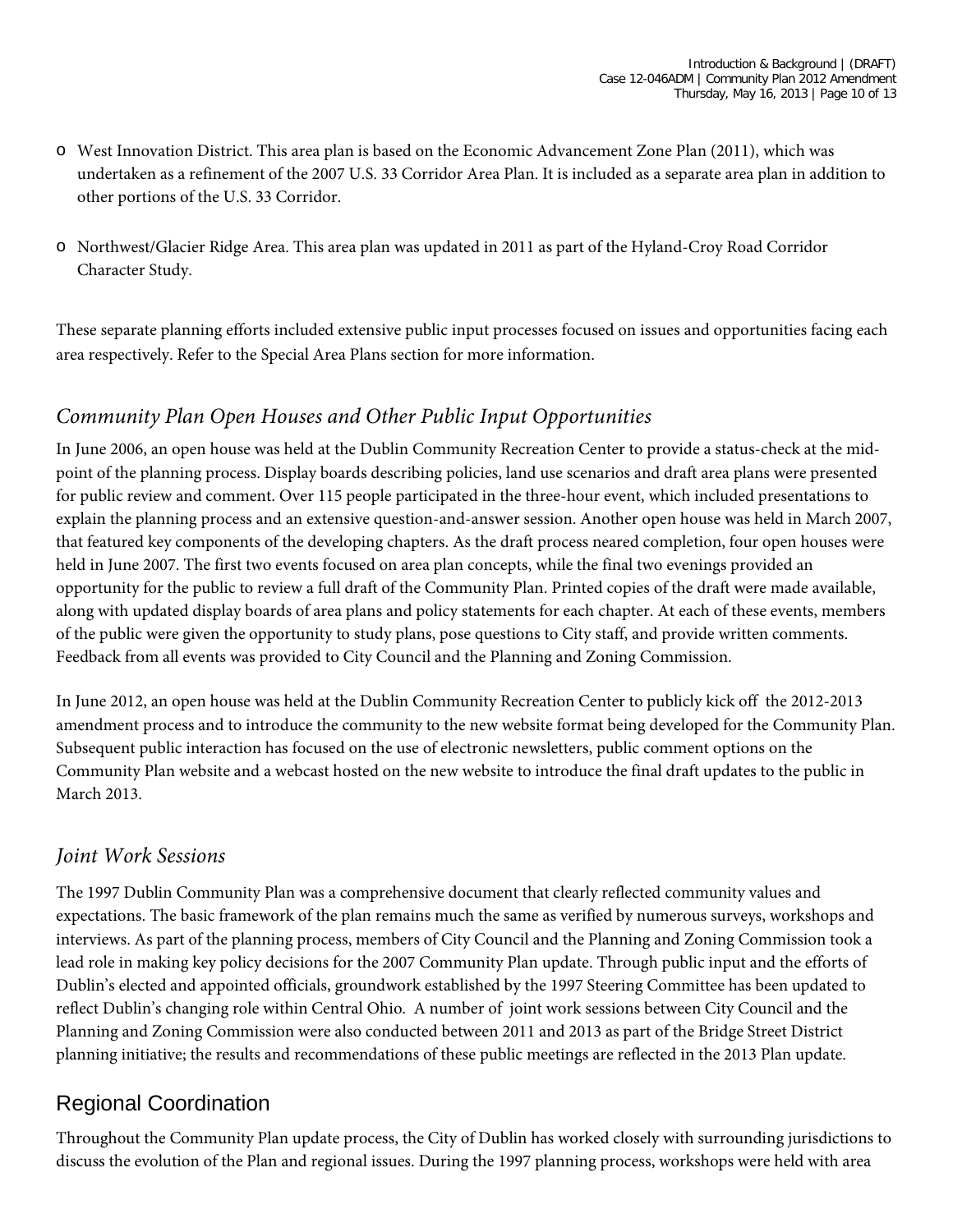- West Innovation District. This area plan is based on the Economic Advancement Zone Plan (2011), which was undertaken as a refinement of the 2007 U.S. 33 Corridor Area Plan. It is included as a separate area plan in addition to other portions of the U.S. 33 Corridor.

- Northwest/Glacier Ridge Area. This area plan was updated in 2011 as part of the Hyland-Croy Road Corridor Character Study.

These separate planning efforts included extensive public input processes focused on issues and opportunities facing each area respectively. Refer to the Special Area Plans section for more information.

### *Community Plan Open Houses and Other Public Input Opportunities*

In June 2006, an open house was held at the Dublin Community Recreation Center to provide a status-check at the mid-point of the planning process. Display boards describing policies, land use scenarios and draft area plans were presented for public review and comment. Over 115 people participated in the three-hour event, which included presentations to explain the planning process and an extensive question-and-answer session. Another open house was held in March 2007, that featured key components of the developing chapters. As the draft process neared completion, four open houses were held in June 2007. The first two events focused on area plan concepts, while the final two evenings provided an opportunity for the public to review a full draft of the Community Plan. Printed copies of the draft were made available, along with updated display boards of area plans and policy statements for each chapter. At each of these events, members of the public were given the opportunity to study plans, pose questions to City staff, and provide written comments. Feedback from all events was provided to City Council and the Planning and Zoning Commission.

In June 2012, an open house was held at the Dublin Community Recreation Center to publicly kick off the 2012-2013 amendment process and to introduce the community to the new website format being developed for the Community Plan. Subsequent public interaction has focused on the use of electronic newsletters, public comment options on the Community Plan website and a webcast hosted on the new website to introduce the final draft updates to the public in March 2013.

### *Joint Work Sessions*

The 1997 Dublin Community Plan was a comprehensive document that clearly reflected community values and expectations. The basic framework of the plan remains much the same as verified by numerous surveys, workshops and interviews. As part of the planning process, members of City Council and the Planning and Zoning Commission took a lead role in making key policy decisions for the 2007 Community Plan update. Through public input and the efforts of Dublin's elected and appointed officials, groundwork established by the 1997 Steering Committee has been updated to reflect Dublin's changing role within Central Ohio. A number of joint work sessions between City Council and the Planning and Zoning Commission were also conducted between 2011 and 2013 as part of the Bridge Street District planning initiative; the results and recommendations of these public meetings are reflected in the 2013 Plan update.

## Regional Coordination

Throughout the Community Plan update process, the City of Dublin has worked closely with surrounding jurisdictions to discuss the evolution of the Plan and regional issues. During the 1997 planning process, workshops were held with area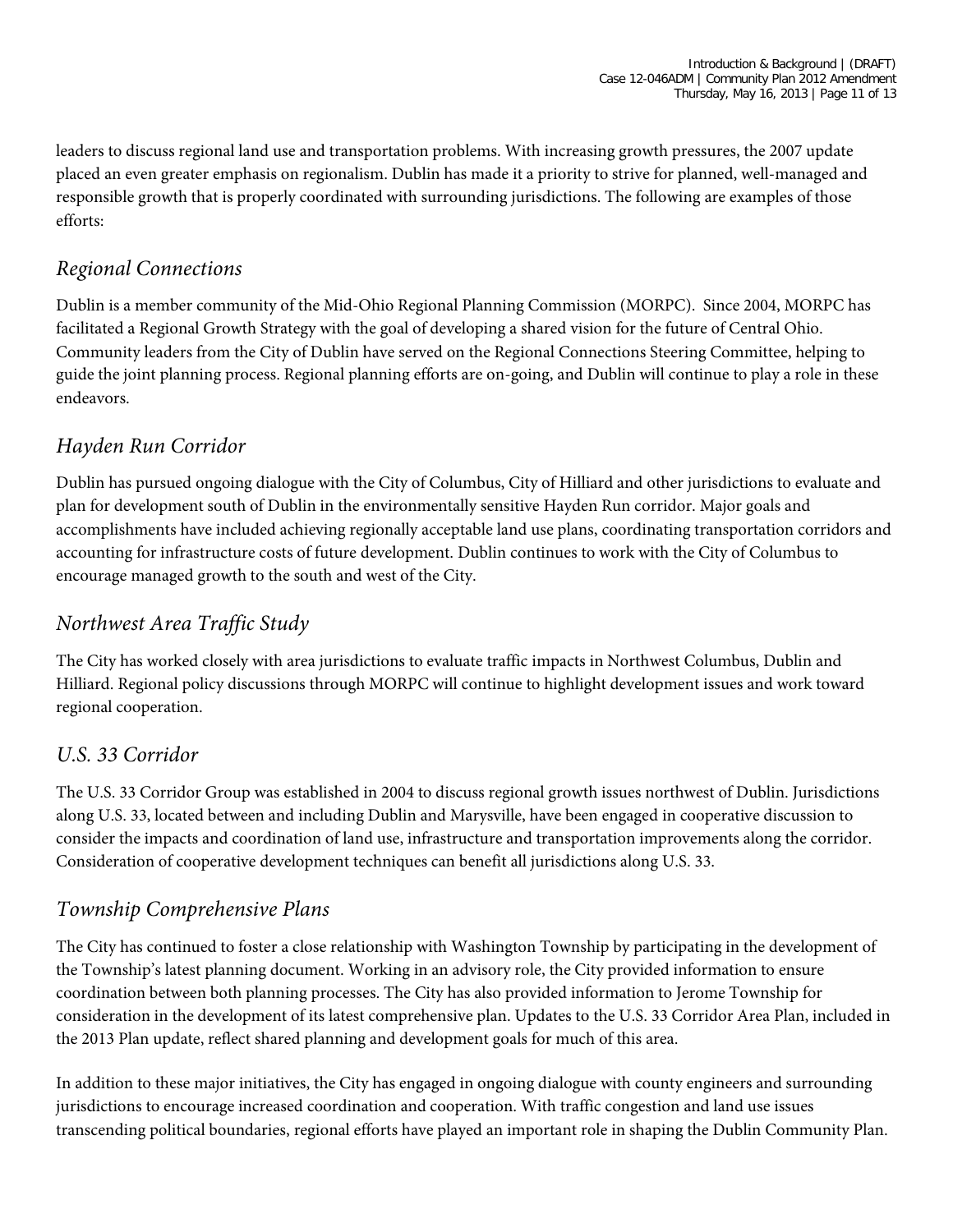leaders to discuss regional land use and transportation problems. With increasing growth pressures, the 2007 update placed an even greater emphasis on regionalism. Dublin has made it a priority to strive for planned, well-managed and responsible growth that is properly coordinated with surrounding jurisdictions. The following are examples of those efforts:

## *Regional Connections*

Dublin is a member community of the Mid-Ohio Regional Planning Commission (MORPC). Since 2004, MORPC has facilitated a Regional Growth Strategy with the goal of developing a shared vision for the future of Central Ohio. Community leaders from the City of Dublin have served on the Regional Connections Steering Committee, helping to guide the joint planning process. Regional planning efforts are on-going, and Dublin will continue to play a role in these endeavors.

## *Hayden Run Corridor*

Dublin has pursued ongoing dialogue with the City of Columbus, City of Hilliard and other jurisdictions to evaluate and plan for development south of Dublin in the environmentally sensitive Hayden Run corridor. Major goals and accomplishments have included achieving regionally acceptable land use plans, coordinating transportation corridors and accounting for infrastructure costs of future development. Dublin continues to work with the City of Columbus to encourage managed growth to the south and west of the City.

## *Northwest Area Traffic Study*

The City has worked closely with area jurisdictions to evaluate traffic impacts in Northwest Columbus, Dublin and Hilliard. Regional policy discussions through MORPC will continue to highlight development issues and work toward regional cooperation.

## *U.S. 33 Corridor*

The U.S. 33 Corridor Group was established in 2004 to discuss regional growth issues northwest of Dublin. Jurisdictions along U.S. 33, located between and including Dublin and Marysville, have been engaged in cooperative discussion to consider the impacts and coordination of land use, infrastructure and transportation improvements along the corridor. Consideration of cooperative development techniques can benefit all jurisdictions along U.S. 33.

## *Township Comprehensive Plans*

The City has continued to foster a close relationship with Washington Township by participating in the development of the Township's latest planning document. Working in an advisory role, the City provided information to ensure coordination between both planning processes. The City has also provided information to Jerome Township for consideration in the development of its latest comprehensive plan. Updates to the U.S. 33 Corridor Area Plan, included in the 2013 Plan update, reflect shared planning and development goals for much of this area.

In addition to these major initiatives, the City has engaged in ongoing dialogue with county engineers and surrounding jurisdictions to encourage increased coordination and cooperation. With traffic congestion and land use issues transcending political boundaries, regional efforts have played an important role in shaping the Dublin Community Plan.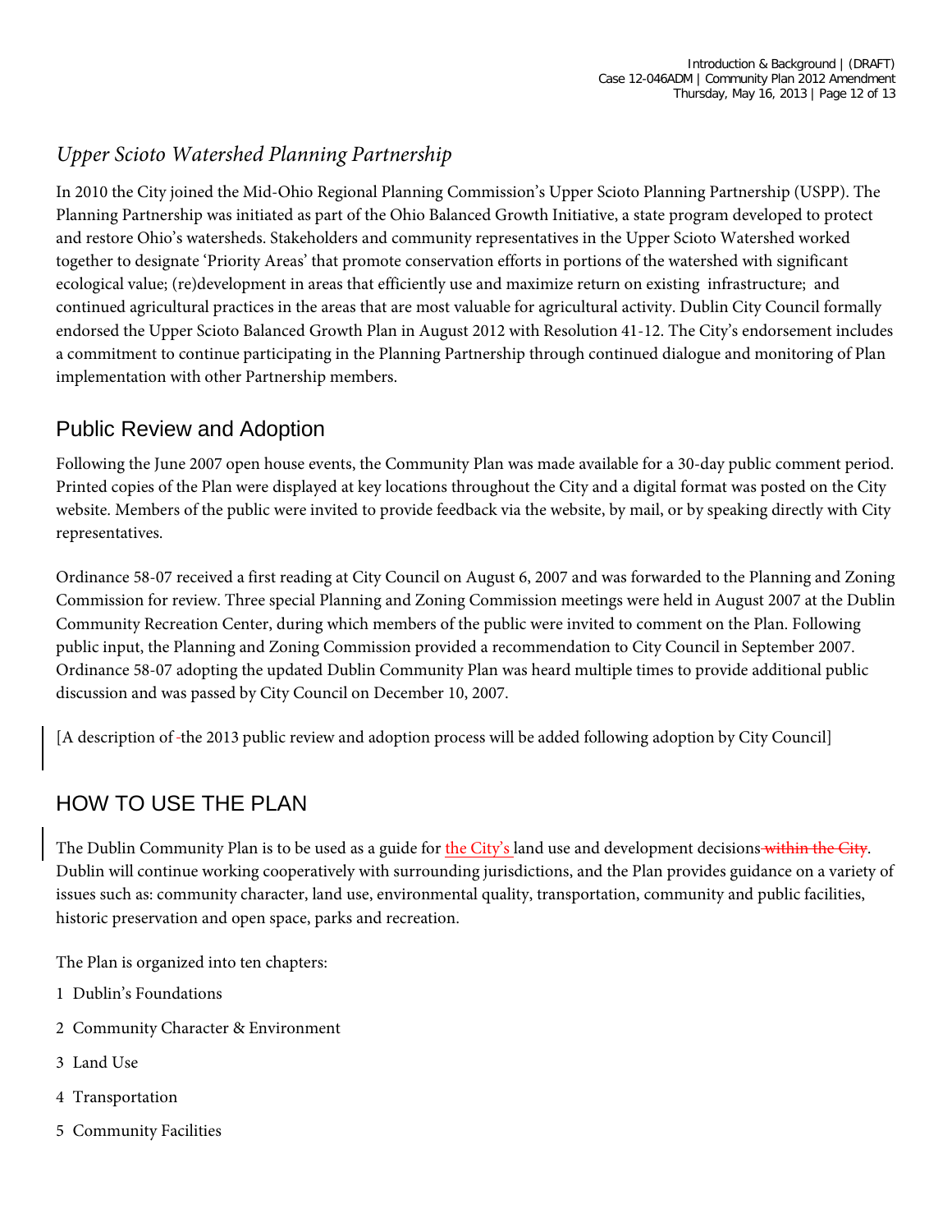### *Upper Scioto Watershed Planning Partnership*

In 2010 the City joined the Mid-Ohio Regional Planning Commission's Upper Scioto Planning Partnership (USPP). The Planning Partnership was initiated as part of the Ohio Balanced Growth Initiative, a state program developed to protect and restore Ohio's watersheds. Stakeholders and community representatives in the Upper Scioto Watershed worked together to designate 'Priority Areas' that promote conservation efforts in portions of the watershed with significant ecological value; (re)development in areas that efficiently use and maximize return on existing infrastructure; and continued agricultural practices in the areas that are most valuable for agricultural activity. Dublin City Council formally endorsed the Upper Scioto Balanced Growth Plan in August 2012 with Resolution 41-12. The City's endorsement includes a commitment to continue participating in the Planning Partnership through continued dialogue and monitoring of Plan implementation with other Partnership members.

## Public Review and Adoption

Following the June 2007 open house events, the Community Plan was made available for a 30-day public comment period. Printed copies of the Plan were displayed at key locations throughout the City and a digital format was posted on the City website. Members of the public were invited to provide feedback via the website, by mail, or by speaking directly with City representatives.

Ordinance 58-07 received a first reading at City Council on August 6, 2007 and was forwarded to the Planning and Zoning Commission for review. Three special Planning and Zoning Commission meetings were held in August 2007 at the Dublin Community Recreation Center, during which members of the public were invited to comment on the Plan. Following public input, the Planning and Zoning Commission provided a recommendation to City Council in September 2007. Ordinance 58-07 adopting the updated Dublin Community Plan was heard multiple times to provide additional public discussion and was passed by City Council on December 10, 2007.

[A description of the 2013 public review and adoption process will be added following adoption by City Council]

## HOW TO USE THE PLAN

The Dublin Community Plan is to be used as a guide for the City's land use and development decisions ~~within the City~~. Dublin will continue working cooperatively with surrounding jurisdictions, and the Plan provides guidance on a variety of issues such as: community character, land use, environmental quality, transportation, community and public facilities, historic preservation and open space, parks and recreation.

The Plan is organized into ten chapters:

1 Dublin's Foundations

2 Community Character & Environment

3 Land Use

4 Transportation

5 Community Facilities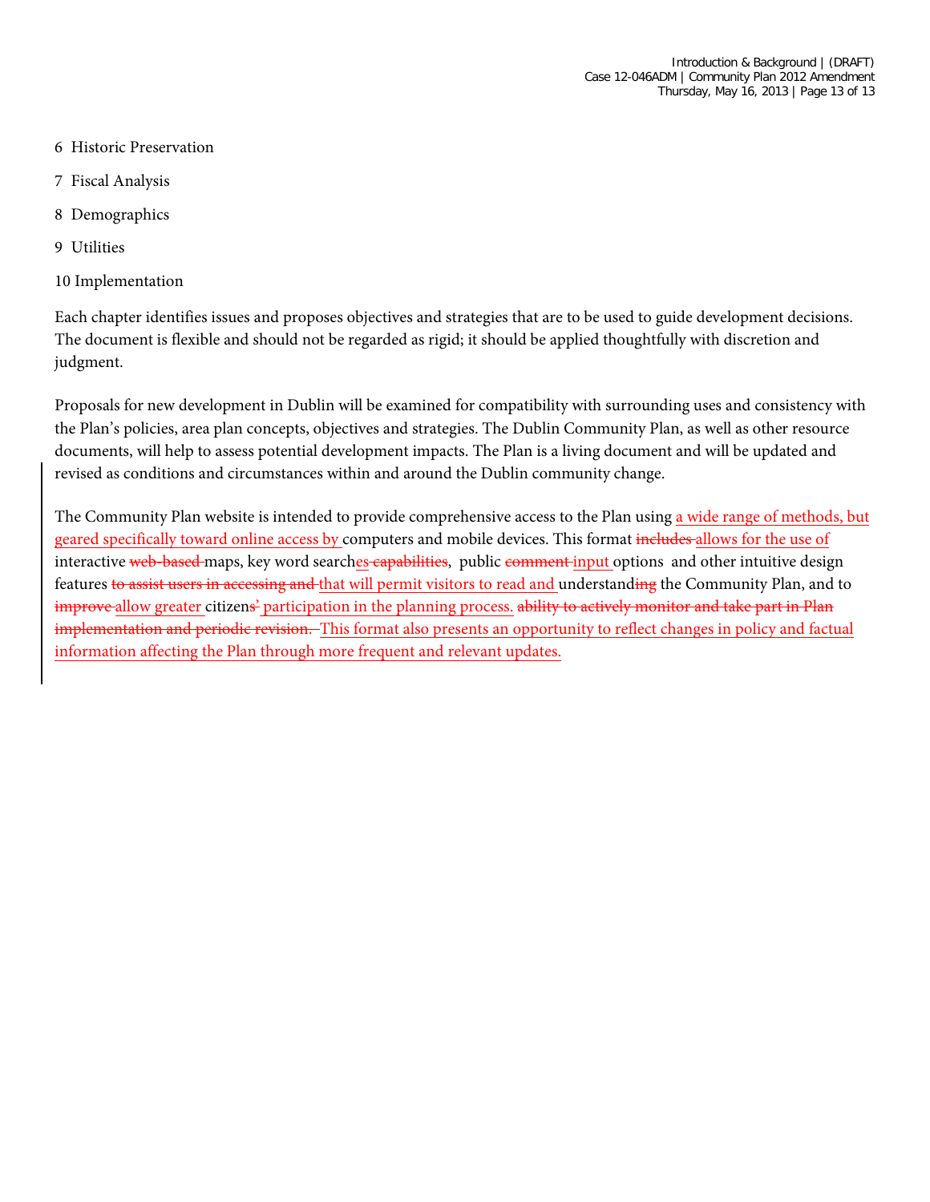6 Historic Preservation

7 Fiscal Analysis

8 Demographics

9 Utilities

10 Implementation

Each chapter identifies issues and proposes objectives and strategies that are to be used to guide development decisions. The document is flexible and should not be regarded as rigid; it should be applied thoughtfully with discretion and judgment.

Proposals for new development in Dublin will be examined for compatibility with surrounding uses and consistency with the Plan's policies, area plan concepts, objectives and strategies. The Dublin Community Plan, as well as other resource documents, will help to assess potential development impacts. The Plan is a living document and will be updated and revised as conditions and circumstances within and around the Dublin community change.

The Community Plan website is intended to provide comprehensive access to the Plan using a wide range of methods, but geared specifically toward online access by computers and mobile devices. This format ~~includes~~ allows for the use of interactive ~~web-based~~ maps, key word searches~~ capabilities~~, public ~~comment~~ input options and other intuitive design features ~~to assist users in accessing and~~ that will permit visitors to read and understand~~ing~~ the Community Plan, and to ~~improve~~ allow greater citizen~~s'~~ participation in the planning process. ~~ability to actively monitor and take part in Plan implementation and periodic revision.~~ This format also presents an opportunity to reflect changes in policy and factual information affecting the Plan through more frequent and relevant updates.